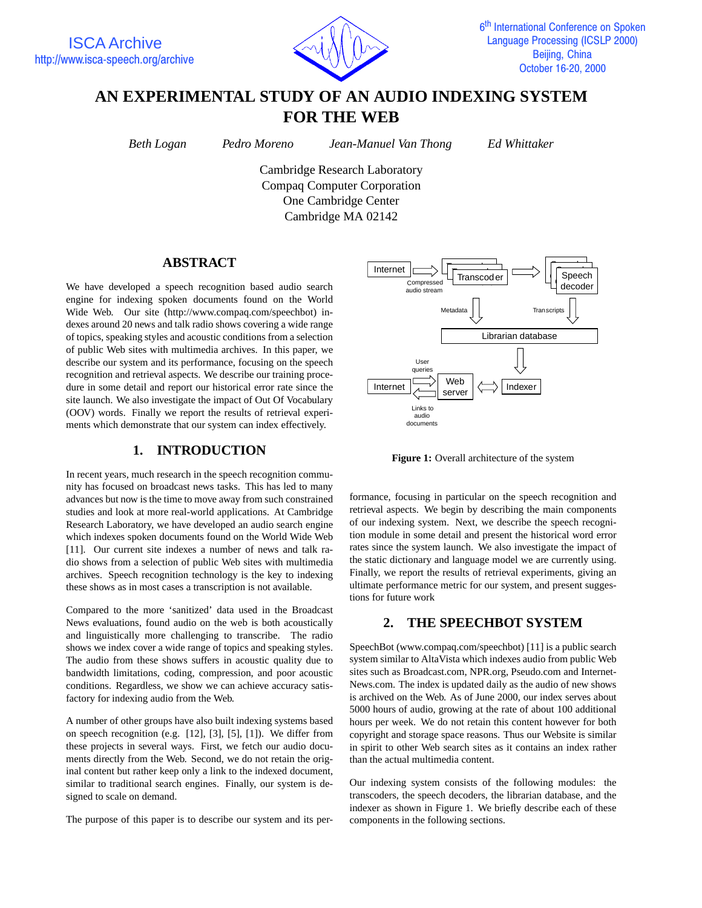# AN EXPERIMENTAL STUDY OF AN AUDIO INDEXING SYSTEM FOR THE WEB

*Beth Logan* *Pedro Moreno* *Jean-Manuel Van Thong* *Ed Whittaker*

Cambridge Research Laboratory
Compaq Computer Corporation
One Cambridge Center
Cambridge MA 02142

## ABSTRACT

We have developed a speech recognition based audio search engine for indexing spoken documents found on the World Wide Web. Our site (http://www.compaq.com/speechbot) indexes around 20 news and talk radio shows covering a wide range of topics, speaking styles and acoustic conditions from a selection of public Web sites with multimedia archives. In this paper, we describe our system and its performance, focusing on the speech recognition and retrieval aspects. We describe our training procedure in some detail and report our historical error rate since the site launch. We also investigate the impact of Out Of Vocabulary (OOV) words. Finally we report the results of retrieval experiments which demonstrate that our system can index effectively.

## 1. INTRODUCTION

In recent years, much research in the speech recognition community has focused on broadcast news tasks. This has led to many advances but now is the time to move away from such constrained studies and look at more real-world applications. At Cambridge Research Laboratory, we have developed an audio search engine which indexes spoken documents found on the World Wide Web [11]. Our current site indexes a number of news and talk radio shows from a selection of public Web sites with multimedia archives. Speech recognition technology is the key to indexing these shows as in most cases a transcription is not available.

Compared to the more 'sanitized' data used in the Broadcast News evaluations, found audio on the web is both acoustically and linguistically more challenging to transcribe. The radio shows we index cover a wide range of topics and speaking styles. The audio from these shows suffers in acoustic quality due to bandwidth limitations, coding, compression, and poor acoustic conditions. Regardless, we show we can achieve accuracy satisfactory for indexing audio from the Web.

A number of other groups have also built indexing systems based on speech recognition (e.g. [12], [3], [5], [1]). We differ from these projects in several ways. First, we fetch our audio documents directly from the Web. Second, we do not retain the original content but rather keep only a link to the indexed document, similar to traditional search engines. Finally, our system is designed to scale on demand.

The purpose of this paper is to describe our system and its performance, focusing in particular on the speech recognition and retrieval aspects. We begin by describing the main components of our indexing system. Next, we describe the speech recognition module in some detail and present the historical word error rates since the system launch. We also investigate the impact of the static dictionary and language model we are currently using. Finally, we report the results of retrieval experiments, giving an ultimate performance metric for our system, and present suggestions for future work

**Figure 1:** Overall architecture of the system

## 2. THE SPEECHBOT SYSTEM

SpeechBot (www.compaq.com/speechbot) [11] is a public search system similar to AltaVista which indexes audio from public Web sites such as Broadcast.com, NPR.org, Pseudo.com and InternetNews.com. The index is updated daily as the audio of new shows is archived on the Web. As of June 2000, our index serves about 5000 hours of audio, growing at the rate of about 100 additional hours per week. We do not retain this content however for both copyright and storage space reasons. Thus our Website is similar in spirit to other Web search sites as it contains an index rather than the actual multimedia content.

Our indexing system consists of the following modules: the transcoders, the speech decoders, the librarian database, and the indexer as shown in Figure 1. We briefly describe each of these components in the following sections.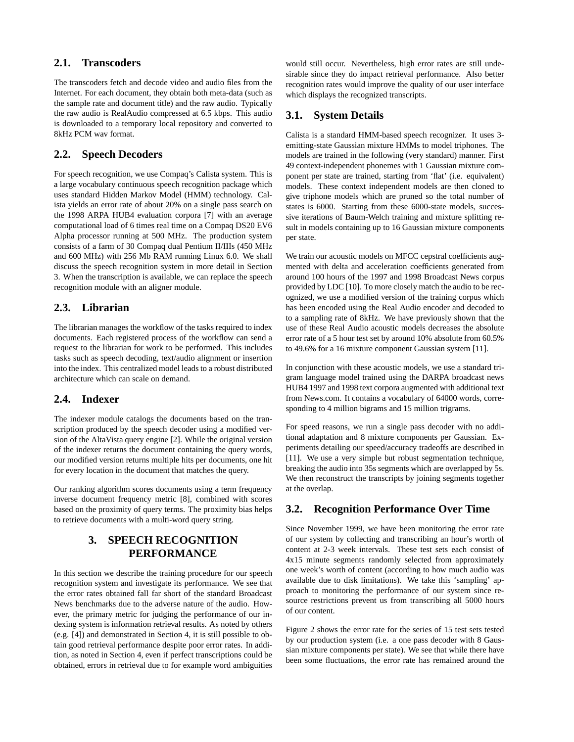## 2.1. Transcoders

The transcoders fetch and decode video and audio files from the Internet. For each document, they obtain both meta-data (such as the sample rate and document title) and the raw audio. Typically the raw audio is RealAudio compressed at 6.5 kbps. This audio is downloaded to a temporary local repository and converted to 8kHz PCM wav format.

## 2.2. Speech Decoders

For speech recognition, we use Compaq's Calista system. This is a large vocabulary continuous speech recognition package which uses standard Hidden Markov Model (HMM) technology. Calista yields an error rate of about 20% on a single pass search on the 1998 ARPA HUB4 evaluation corpora [7] with an average computational load of 6 times real time on a Compaq DS20 EV6 Alpha processor running at 500 MHz. The production system consists of a farm of 30 Compaq dual Pentium II/IIIs (450 MHz and 600 MHz) with 256 Mb RAM running Linux 6.0. We shall discuss the speech recognition system in more detail in Section 3. When the transcription is available, we can replace the speech recognition module with an aligner module.

## 2.3. Librarian

The librarian manages the workflow of the tasks required to index documents. Each registered process of the workflow can send a request to the librarian for work to be performed. This includes tasks such as speech decoding, text/audio alignment or insertion into the index. This centralized model leads to a robust distributed architecture which can scale on demand.

## 2.4. Indexer

The indexer module catalogs the documents based on the transcription produced by the speech decoder using a modified version of the AltaVista query engine [2]. While the original version of the indexer returns the document containing the query words, our modified version returns multiple hits per documents, one hit for every location in the document that matches the query.

Our ranking algorithm scores documents using a term frequency inverse document frequency metric [8], combined with scores based on the proximity of query terms. The proximity bias helps to retrieve documents with a multi-word query string.

# 3. SPEECH RECOGNITION PERFORMANCE

In this section we describe the training procedure for our speech recognition system and investigate its performance. We see that the error rates obtained fall far short of the standard Broadcast News benchmarks due to the adverse nature of the audio. However, the primary metric for judging the performance of our indexing system is information retrieval results. As noted by others (e.g. [4]) and demonstrated in Section 4, it is still possible to obtain good retrieval performance despite poor error rates. In addition, as noted in Section 4, even if perfect transcriptions could be obtained, errors in retrieval due to for example word ambiguities would still occur. Nevertheless, high error rates are still undesirable since they do impact retrieval performance. Also better recognition rates would improve the quality of our user interface which displays the recognized transcripts.

## 3.1. System Details

Calista is a standard HMM-based speech recognizer. It uses 3-emitting-state Gaussian mixture HMMs to model triphones. The models are trained in the following (very standard) manner. First 49 context-independent phonemes with 1 Gaussian mixture component per state are trained, starting from 'flat' (i.e. equivalent) models. These context independent models are then cloned to give triphone models which are pruned so the total number of states is 6000. Starting from these 6000-state models, successive iterations of Baum-Welch training and mixture splitting result in models containing up to 16 Gaussian mixture components per state.

We train our acoustic models on MFCC cepstral coefficients augmented with delta and acceleration coefficients generated from around 100 hours of the 1997 and 1998 Broadcast News corpus provided by LDC [10]. To more closely match the audio to be recognized, we use a modified version of the training corpus which has been encoded using the Real Audio encoder and decoded to to a sampling rate of 8kHz. We have previously shown that the use of these Real Audio acoustic models decreases the absolute error rate of a 5 hour test set by around 10% absolute from 60.5% to 49.6% for a 16 mixture component Gaussian system [11].

In conjunction with these acoustic models, we use a standard trigram language model trained using the DARPA broadcast news HUB4 1997 and 1998 text corpora augmented with additional text from News.com. It contains a vocabulary of 64000 words, corresponding to 4 million bigrams and 15 million trigrams.

For speed reasons, we run a single pass decoder with no additional adaptation and 8 mixture components per Gaussian. Experiments detailing our speed/accuracy tradeoffs are described in [11]. We use a very simple but robust segmentation technique, breaking the audio into 35s segments which are overlapped by 5s. We then reconstruct the transcripts by joining segments together at the overlap.

## 3.2. Recognition Performance Over Time

Since November 1999, we have been monitoring the error rate of our system by collecting and transcribing an hour's worth of content at 2-3 week intervals. These test sets each consist of 4x15 minute segments randomly selected from approximately one week's worth of content (according to how much audio was available due to disk limitations). We take this 'sampling' approach to monitoring the performance of our system since resource restrictions prevent us from transcribing all 5000 hours of our content.

Figure 2 shows the error rate for the series of 15 test sets tested by our production system (i.e. a one pass decoder with 8 Gaussian mixture components per state). We see that while there have been some fluctuations, the error rate has remained around the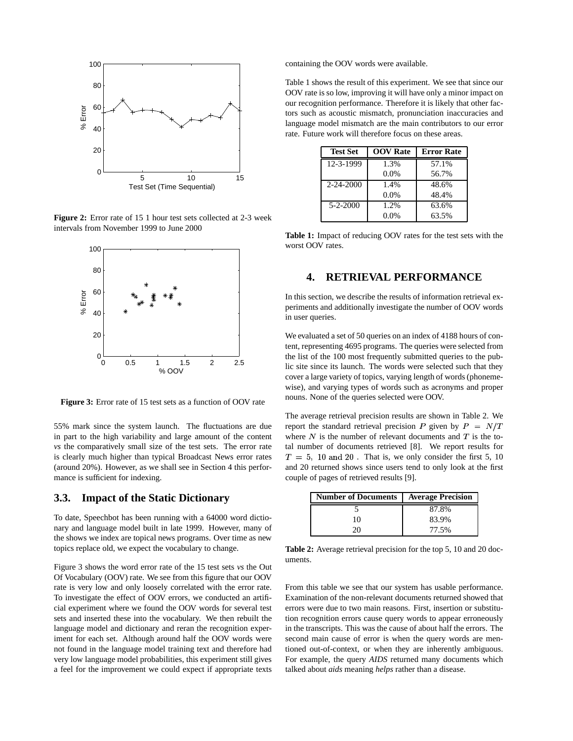**Figure 2:** Error rate of 15 1 hour test sets collected at 2-3 week intervals from November 1999 to June 2000

**Figure 3:** Error rate of 15 test sets as a function of OOV rate

55% mark since the system launch. The fluctuations are due in part to the high variability and large amount of the content *vs* the comparatively small size of the test sets. The error rate is clearly much higher than typical Broadcast News error rates (around 20%). However, as we shall see in Section 4 this performance is sufficient for indexing.

## 3.3. Impact of the Static Dictionary

To date, Speechbot has been running with a 64000 word dictionary and language model built in late 1999. However, many of the shows we index are topical news programs. Over time as new topics replace old, we expect the vocabulary to change.

Figure 3 shows the word error rate of the 15 test sets *vs* the Out Of Vocabulary (OOV) rate. We see from this figure that our OOV rate is very low and only loosely correlated with the error rate. To investigate the effect of OOV errors, we conducted an artificial experiment where we found the OOV words for several test sets and inserted these into the vocabulary. We then rebuilt the language model and dictionary and reran the recognition experiment for each set. Although around half the OOV words were not found in the language model training text and therefore had very low language model probabilities, this experiment still gives a feel for the improvement we could expect if appropriate texts containing the OOV words were available.

Table 1 shows the result of this experiment. We see that since our OOV rate is so low, improving it will have only a minor impact on our recognition performance. Therefore it is likely that other factors such as acoustic mismatch, pronunciation inaccuracies and language model mismatch are the main contributors to our error rate. Future work will therefore focus on these areas.

| Test Set | OOV Rate | Error Rate |
|---|---|---|
| 12-3-1999 | 1.3% | 57.1% |
| | 0.0% | 56.7% |
| 2-24-2000 | 1.4% | 48.6% |
| | 0.0% | 48.4% |
| 5-2-2000 | 1.2% | 63.6% |
| | 0.0% | 63.5% |

**Table 1:** Impact of reducing OOV rates for the test sets with the worst OOV rates.

## 4. RETRIEVAL PERFORMANCE

In this section, we describe the results of information retrieval experiments and additionally investigate the number of OOV words in user queries.

We evaluated a set of 50 queries on an index of 4188 hours of content, representing 4695 programs. The queries were selected from the list of the 100 most frequently submitted queries to the public site since its launch. The words were selected such that they cover a large variety of topics, varying length of words (phoneme-wise), and varying types of words such as acronyms and proper nouns. None of the queries selected were OOV.

The average retrieval precision results are shown in Table 2. We report the standard retrieval precision $P$ given by $P = N/T$ where $N$ is the number of relevant documents and $T$ is the total number of documents retrieved [8]. We report results for $T = 5,\ 10$ and $20$ . That is, we only consider the first 5, 10 and 20 returned shows since users tend to only look at the first couple of pages of retrieved results [9].

| Number of Documents | Average Precision |
|---|---|
| 5 | 87.8% |
| 10 | 83.9% |
| 20 | 77.5% |

**Table 2:** Average retrieval precision for the top 5, 10 and 20 documents.

From this table we see that our system has usable performance. Examination of the non-relevant documents returned showed that errors were due to two main reasons. First, insertion or substitution recognition errors cause query words to appear erroneously in the transcripts. This was the cause of about half the errors. The second main cause of error is when the query words are mentioned out-of-context, or when they are inherently ambiguous. For example, the query *AIDS* returned many documents which talked about *aids* meaning *helps* rather than a disease.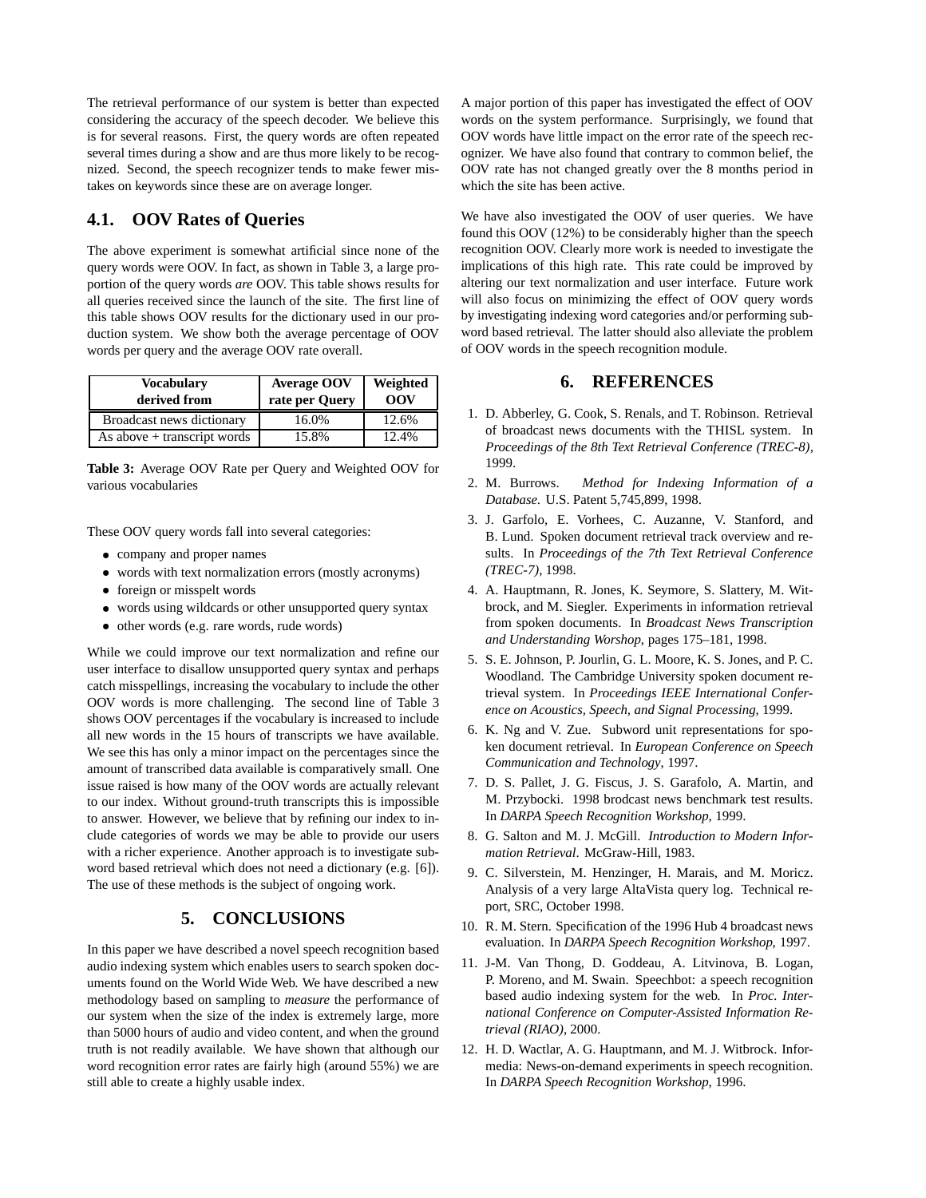The retrieval performance of our system is better than expected considering the accuracy of the speech decoder. We believe this is for several reasons. First, the query words are often repeated several times during a show and are thus more likely to be recognized. Second, the speech recognizer tends to make fewer mistakes on keywords since these are on average longer.

## 4.1. OOV Rates of Queries

The above experiment is somewhat artificial since none of the query words were OOV. In fact, as shown in Table 3, a large proportion of the query words *are* OOV. This table shows results for all queries received since the launch of the site. The first line of this table shows OOV results for the dictionary used in our production system. We show both the average percentage of OOV words per query and the average OOV rate overall.

| Vocabulary derived from | Average OOV rate per Query | Weighted OOV |
|---|---|---|
| Broadcast news dictionary | 16.0% | 12.6% |
| As above + transcript words | 15.8% | 12.4% |

**Table 3:** Average OOV Rate per Query and Weighted OOV for various vocabularies

These OOV query words fall into several categories:

- company and proper names
- words with text normalization errors (mostly acronyms)
- foreign or misspelt words
- words using wildcards or other unsupported query syntax
- other words (e.g. rare words, rude words)

While we could improve our text normalization and refine our user interface to disallow unsupported query syntax and perhaps catch misspellings, increasing the vocabulary to include the other OOV words is more challenging. The second line of Table 3 shows OOV percentages if the vocabulary is increased to include all new words in the 15 hours of transcripts we have available. We see this has only a minor impact on the percentages since the amount of transcribed data available is comparatively small. One issue raised is how many of the OOV words are actually relevant to our index. Without ground-truth transcripts this is impossible to answer. However, we believe that by refining our index to include categories of words we may be able to provide our users with a richer experience. Another approach is to investigate subword based retrieval which does not need a dictionary (e.g. [6]). The use of these methods is the subject of ongoing work.

# 5. CONCLUSIONS

In this paper we have described a novel speech recognition based audio indexing system which enables users to search spoken documents found on the World Wide Web. We have described a new methodology based on sampling to *measure* the performance of our system when the size of the index is extremely large, more than 5000 hours of audio and video content, and when the ground truth is not readily available. We have shown that although our word recognition error rates are fairly high (around 55%) we are still able to create a highly usable index.

A major portion of this paper has investigated the effect of OOV words on the system performance. Surprisingly, we found that OOV words have little impact on the error rate of the speech recognizer. We have also found that contrary to common belief, the OOV rate has not changed greatly over the 8 months period in which the site has been active.

We have also investigated the OOV of user queries. We have found this OOV (12%) to be considerably higher than the speech recognition OOV. Clearly more work is needed to investigate the implications of this high rate. This rate could be improved by altering our text normalization and user interface. Future work will also focus on minimizing the effect of OOV query words by investigating indexing word categories and/or performing subword based retrieval. The latter should also alleviate the problem of OOV words in the speech recognition module.

# 6. REFERENCES

1. D. Abberley, G. Cook, S. Renals, and T. Robinson. Retrieval of broadcast news documents with the THISL system. In *Proceedings of the 8th Text Retrieval Conference (TREC-8)*, 1999.
2. M. Burrows. *Method for Indexing Information of a Database.* U.S. Patent 5,745,899, 1998.
3. J. Garfolo, E. Vorhees, C. Auzanne, V. Stanford, and B. Lund. Spoken document retrieval track overview and results. In *Proceedings of the 7th Text Retrieval Conference (TREC-7)*, 1998.
4. A. Hauptmann, R. Jones, K. Seymore, S. Slattery, M. Witbrock, and M. Siegler. Experiments in information retrieval from spoken documents. In *Broadcast News Transcription and Understanding Worshop*, pages 175–181, 1998.
5. S. E. Johnson, P. Jourlin, G. L. Moore, K. S. Jones, and P. C. Woodland. The Cambridge University spoken document retrieval system. In *Proceedings IEEE International Conference on Acoustics, Speech, and Signal Processing*, 1999.
6. K. Ng and V. Zue. Subword unit representations for spoken document retrieval. In *European Conference on Speech Communication and Technology*, 1997.
7. D. S. Pallet, J. G. Fiscus, J. S. Garafolo, A. Martin, and M. Przybocki. 1998 brodcast news benchmark test results. In *DARPA Speech Recognition Workshop*, 1999.
8. G. Salton and M. J. McGill. *Introduction to Modern Information Retrieval*. McGraw-Hill, 1983.
9. C. Silverstein, M. Henzinger, H. Marais, and M. Moricz. Analysis of a very large AltaVista query log. Technical report, SRC, October 1998.
10. R. M. Stern. Specification of the 1996 Hub 4 broadcast news evaluation. In *DARPA Speech Recognition Workshop*, 1997.
11. J-M. Van Thong, D. Goddeau, A. Litvinova, B. Logan, P. Moreno, and M. Swain. Speechbot: a speech recognition based audio indexing system for the web. In *Proc. International Conference on Computer-Assisted Information Retrieval (RIAO)*, 2000.
12. H. D. Wactlar, A. G. Hauptmann, and M. J. Witbrock. Informedia: News-on-demand experiments in speech recognition. In *DARPA Speech Recognition Workshop*, 1996.